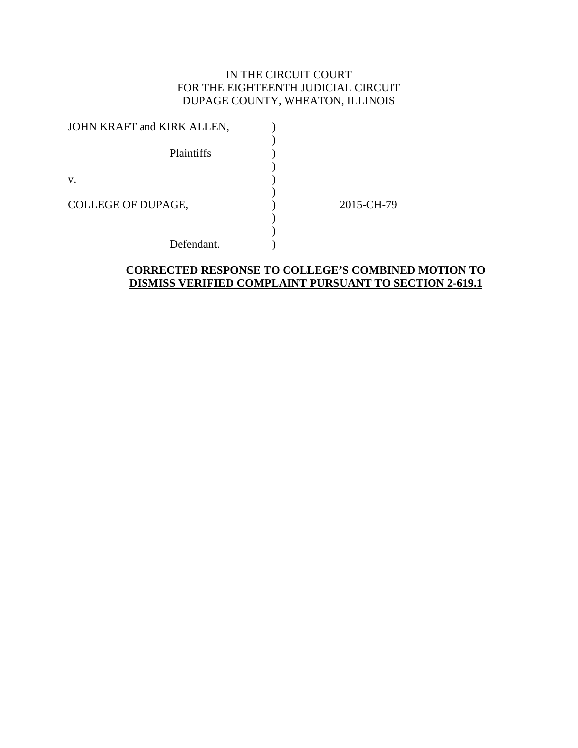IN THE CIRCUIT COURT
FOR THE EIGHTEENTH JUDICIAL CIRCUIT
DUPAGE COUNTY, WHEATON, ILLINOIS

JOHN KRAFT and KIRK ALLEN, )
)
Plaintiffs )
)
v. )
)
COLLEGE OF DUPAGE, ) 2015-CH-79
)
)
Defendant. )

**CORRECTED RESPONSE TO COLLEGE'S COMBINED MOTION TO DISMISS VERIFIED COMPLAINT PURSUANT TO SECTION 2-619.1**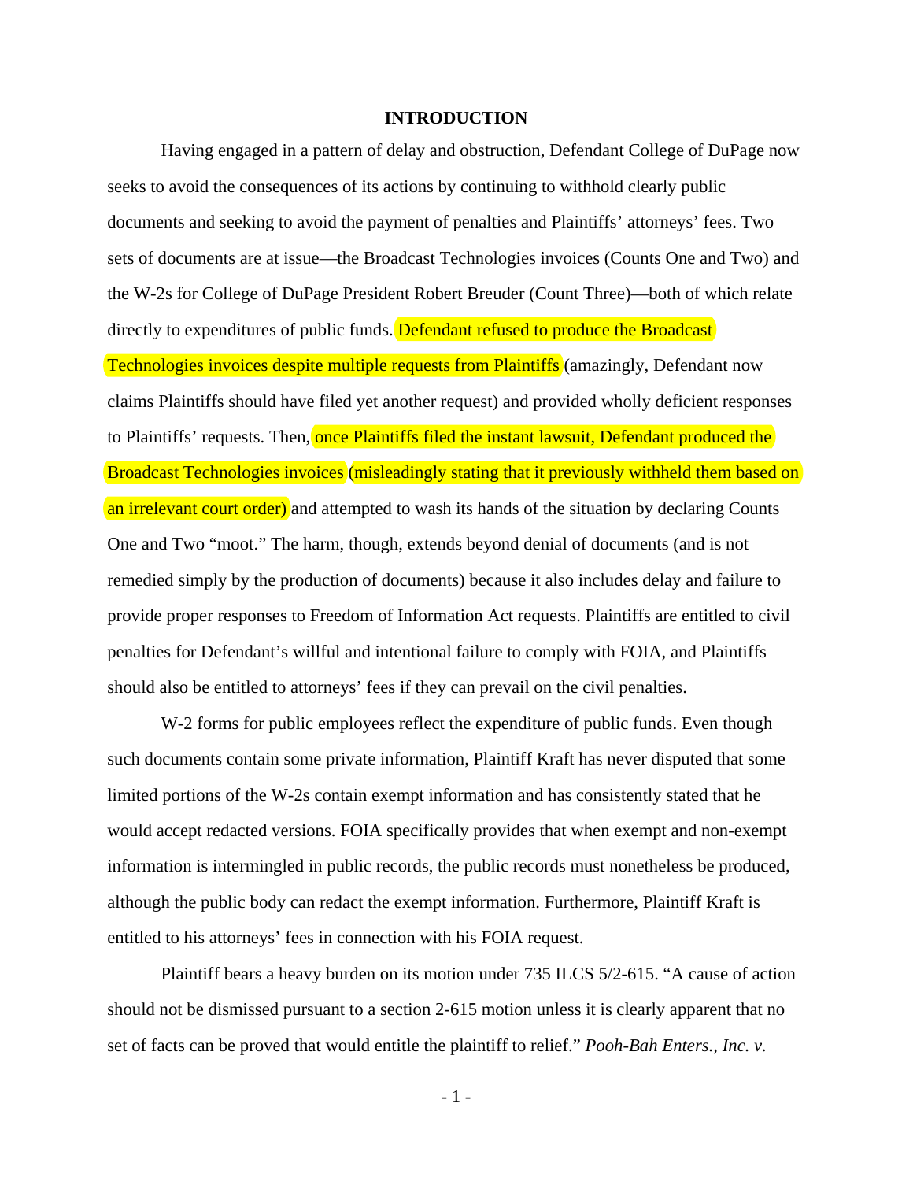## INTRODUCTION

Having engaged in a pattern of delay and obstruction, Defendant College of DuPage now seeks to avoid the consequences of its actions by continuing to withhold clearly public documents and seeking to avoid the payment of penalties and Plaintiffs' attorneys' fees. Two sets of documents are at issue—the Broadcast Technologies invoices (Counts One and Two) and the W-2s for College of DuPage President Robert Breuder (Count Three)—both of which relate directly to expenditures of public funds. Defendant refused to produce the Broadcast Technologies invoices despite multiple requests from Plaintiffs (amazingly, Defendant now claims Plaintiffs should have filed yet another request) and provided wholly deficient responses to Plaintiffs' requests. Then, once Plaintiffs filed the instant lawsuit, Defendant produced the Broadcast Technologies invoices (misleadingly stating that it previously withheld them based on an irrelevant court order) and attempted to wash its hands of the situation by declaring Counts One and Two "moot." The harm, though, extends beyond denial of documents (and is not remedied simply by the production of documents) because it also includes delay and failure to provide proper responses to Freedom of Information Act requests. Plaintiffs are entitled to civil penalties for Defendant's willful and intentional failure to comply with FOIA, and Plaintiffs should also be entitled to attorneys' fees if they can prevail on the civil penalties.

W-2 forms for public employees reflect the expenditure of public funds. Even though such documents contain some private information, Plaintiff Kraft has never disputed that some limited portions of the W-2s contain exempt information and has consistently stated that he would accept redacted versions. FOIA specifically provides that when exempt and non-exempt information is intermingled in public records, the public records must nonetheless be produced, although the public body can redact the exempt information. Furthermore, Plaintiff Kraft is entitled to his attorneys' fees in connection with his FOIA request.

Plaintiff bears a heavy burden on its motion under 735 ILCS 5/2-615. "A cause of action should not be dismissed pursuant to a section 2-615 motion unless it is clearly apparent that no set of facts can be proved that would entitle the plaintiff to relief." *Pooh-Bah Enters., Inc. v.*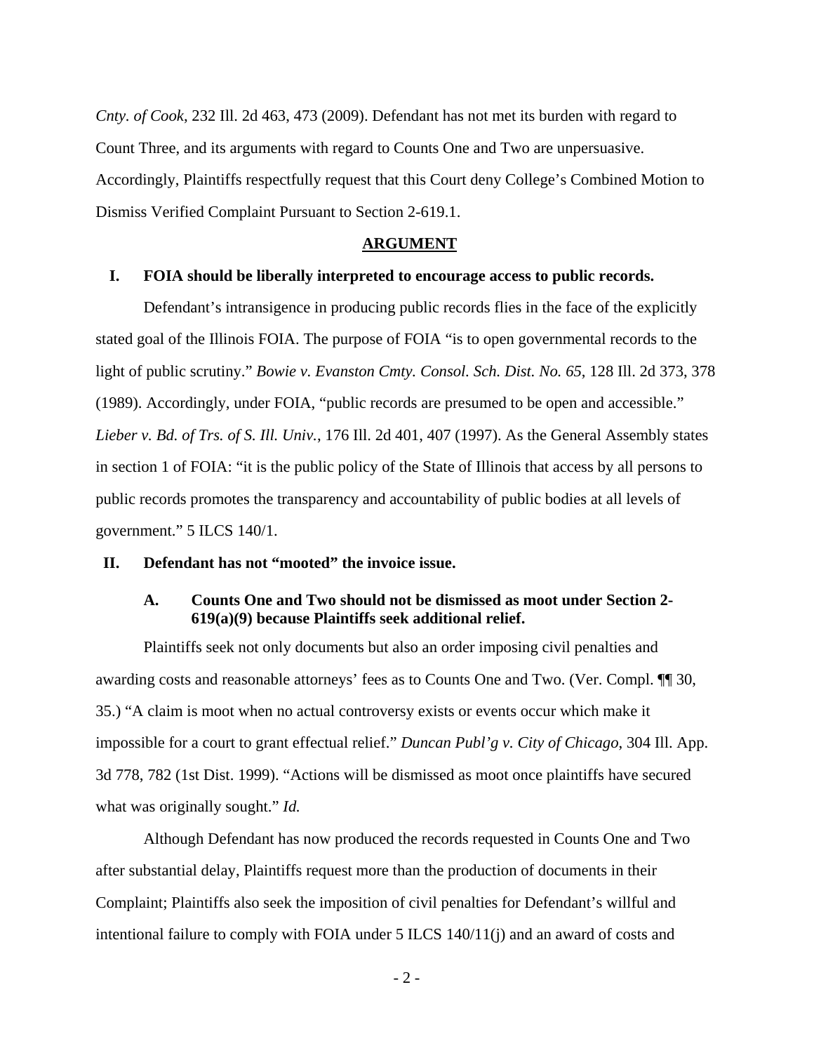*Cnty. of Cook*, 232 Ill. 2d 463, 473 (2009). Defendant has not met its burden with regard to Count Three, and its arguments with regard to Counts One and Two are unpersuasive. Accordingly, Plaintiffs respectfully request that this Court deny College's Combined Motion to Dismiss Verified Complaint Pursuant to Section 2-619.1.

## ARGUMENT

### I. FOIA should be liberally interpreted to encourage access to public records.

Defendant's intransigence in producing public records flies in the face of the explicitly stated goal of the Illinois FOIA. The purpose of FOIA "is to open governmental records to the light of public scrutiny." *Bowie v. Evanston Cmty. Consol. Sch. Dist. No. 65*, 128 Ill. 2d 373, 378 (1989). Accordingly, under FOIA, "public records are presumed to be open and accessible." *Lieber v. Bd. of Trs. of S. Ill. Univ.*, 176 Ill. 2d 401, 407 (1997). As the General Assembly states in section 1 of FOIA: "it is the public policy of the State of Illinois that access by all persons to public records promotes the transparency and accountability of public bodies at all levels of government." 5 ILCS 140/1.

### II. Defendant has not "mooted" the invoice issue.

#### A. Counts One and Two should not be dismissed as moot under Section 2-619(a)(9) because Plaintiffs seek additional relief.

Plaintiffs seek not only documents but also an order imposing civil penalties and awarding costs and reasonable attorneys' fees as to Counts One and Two. (Ver. Compl. ¶¶ 30, 35.) "A claim is moot when no actual controversy exists or events occur which make it impossible for a court to grant effectual relief." *Duncan Publ'g v. City of Chicago*, 304 Ill. App. 3d 778, 782 (1st Dist. 1999). "Actions will be dismissed as moot once plaintiffs have secured what was originally sought." *Id.*

Although Defendant has now produced the records requested in Counts One and Two after substantial delay, Plaintiffs request more than the production of documents in their Complaint; Plaintiffs also seek the imposition of civil penalties for Defendant's willful and intentional failure to comply with FOIA under 5 ILCS 140/11(j) and an award of costs and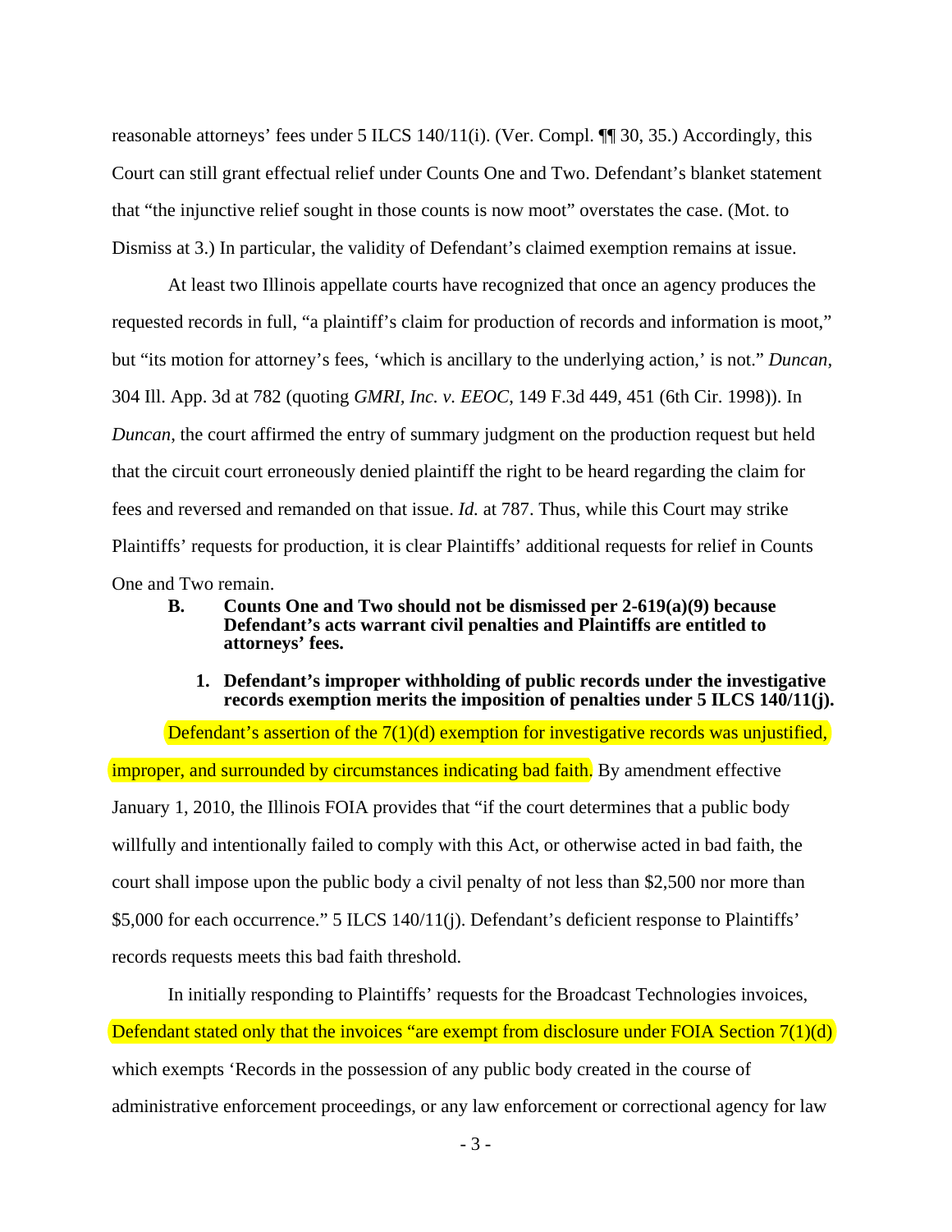reasonable attorneys' fees under 5 ILCS 140/11(i). (Ver. Compl. ¶¶ 30, 35.) Accordingly, this Court can still grant effectual relief under Counts One and Two. Defendant's blanket statement that "the injunctive relief sought in those counts is now moot" overstates the case. (Mot. to Dismiss at 3.) In particular, the validity of Defendant's claimed exemption remains at issue.

At least two Illinois appellate courts have recognized that once an agency produces the requested records in full, "a plaintiff's claim for production of records and information is moot," but "its motion for attorney's fees, 'which is ancillary to the underlying action,' is not." *Duncan*, 304 Ill. App. 3d at 782 (quoting *GMRI, Inc. v. EEOC*, 149 F.3d 449, 451 (6th Cir. 1998)). In *Duncan*, the court affirmed the entry of summary judgment on the production request but held that the circuit court erroneously denied plaintiff the right to be heard regarding the claim for fees and reversed and remanded on that issue. *Id.* at 787. Thus, while this Court may strike Plaintiffs' requests for production, it is clear Plaintiffs' additional requests for relief in Counts One and Two remain.

**B. Counts One and Two should not be dismissed per 2-619(a)(9) because Defendant's acts warrant civil penalties and Plaintiffs are entitled to attorneys' fees.**

**1. Defendant's improper withholding of public records under the investigative records exemption merits the imposition of penalties under 5 ILCS 140/11(j).**

Defendant's assertion of the 7(1)(d) exemption for investigative records was unjustified, improper, and surrounded by circumstances indicating bad faith. By amendment effective January 1, 2010, the Illinois FOIA provides that "if the court determines that a public body willfully and intentionally failed to comply with this Act, or otherwise acted in bad faith, the court shall impose upon the public body a civil penalty of not less than $2,500 nor more than $5,000 for each occurrence." 5 ILCS 140/11(j). Defendant's deficient response to Plaintiffs' records requests meets this bad faith threshold.

In initially responding to Plaintiffs' requests for the Broadcast Technologies invoices, Defendant stated only that the invoices "are exempt from disclosure under FOIA Section 7(1)(d) which exempts 'Records in the possession of any public body created in the course of administrative enforcement proceedings, or any law enforcement or correctional agency for law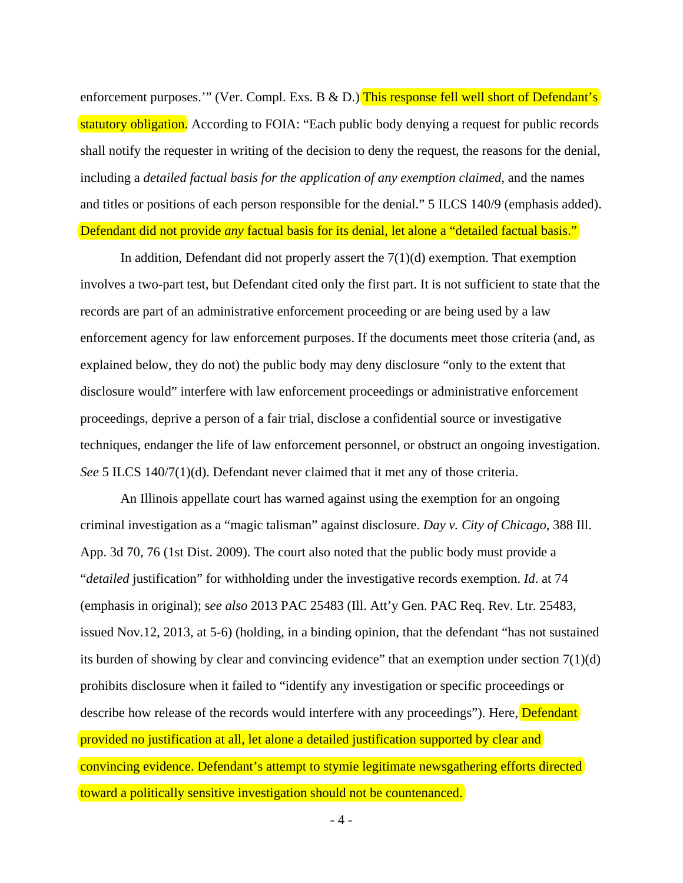enforcement purposes.'" (Ver. Compl. Exs. B & D.) This response fell well short of Defendant's statutory obligation. According to FOIA: "Each public body denying a request for public records shall notify the requester in writing of the decision to deny the request, the reasons for the denial, including a *detailed factual basis for the application of any exemption claimed*, and the names and titles or positions of each person responsible for the denial." 5 ILCS 140/9 (emphasis added). Defendant did not provide *any* factual basis for its denial, let alone a "detailed factual basis."

In addition, Defendant did not properly assert the 7(1)(d) exemption. That exemption involves a two-part test, but Defendant cited only the first part. It is not sufficient to state that the records are part of an administrative enforcement proceeding or are being used by a law enforcement agency for law enforcement purposes. If the documents meet those criteria (and, as explained below, they do not) the public body may deny disclosure "only to the extent that disclosure would" interfere with law enforcement proceedings or administrative enforcement proceedings, deprive a person of a fair trial, disclose a confidential source or investigative techniques, endanger the life of law enforcement personnel, or obstruct an ongoing investigation. *See* 5 ILCS 140/7(1)(d). Defendant never claimed that it met any of those criteria.

An Illinois appellate court has warned against using the exemption for an ongoing criminal investigation as a "magic talisman" against disclosure. *Day v. City of Chicago*, 388 Ill. App. 3d 70, 76 (1st Dist. 2009). The court also noted that the public body must provide a "*detailed* justification" for withholding under the investigative records exemption. *Id*. at 74 (emphasis in original); s*ee also* 2013 PAC 25483 (Ill. Att'y Gen. PAC Req. Rev. Ltr. 25483, issued Nov.12, 2013, at 5-6) (holding, in a binding opinion, that the defendant "has not sustained its burden of showing by clear and convincing evidence" that an exemption under section 7(1)(d) prohibits disclosure when it failed to "identify any investigation or specific proceedings or describe how release of the records would interfere with any proceedings"). Here, Defendant provided no justification at all, let alone a detailed justification supported by clear and convincing evidence. Defendant's attempt to stymie legitimate newsgathering efforts directed toward a politically sensitive investigation should not be countenanced.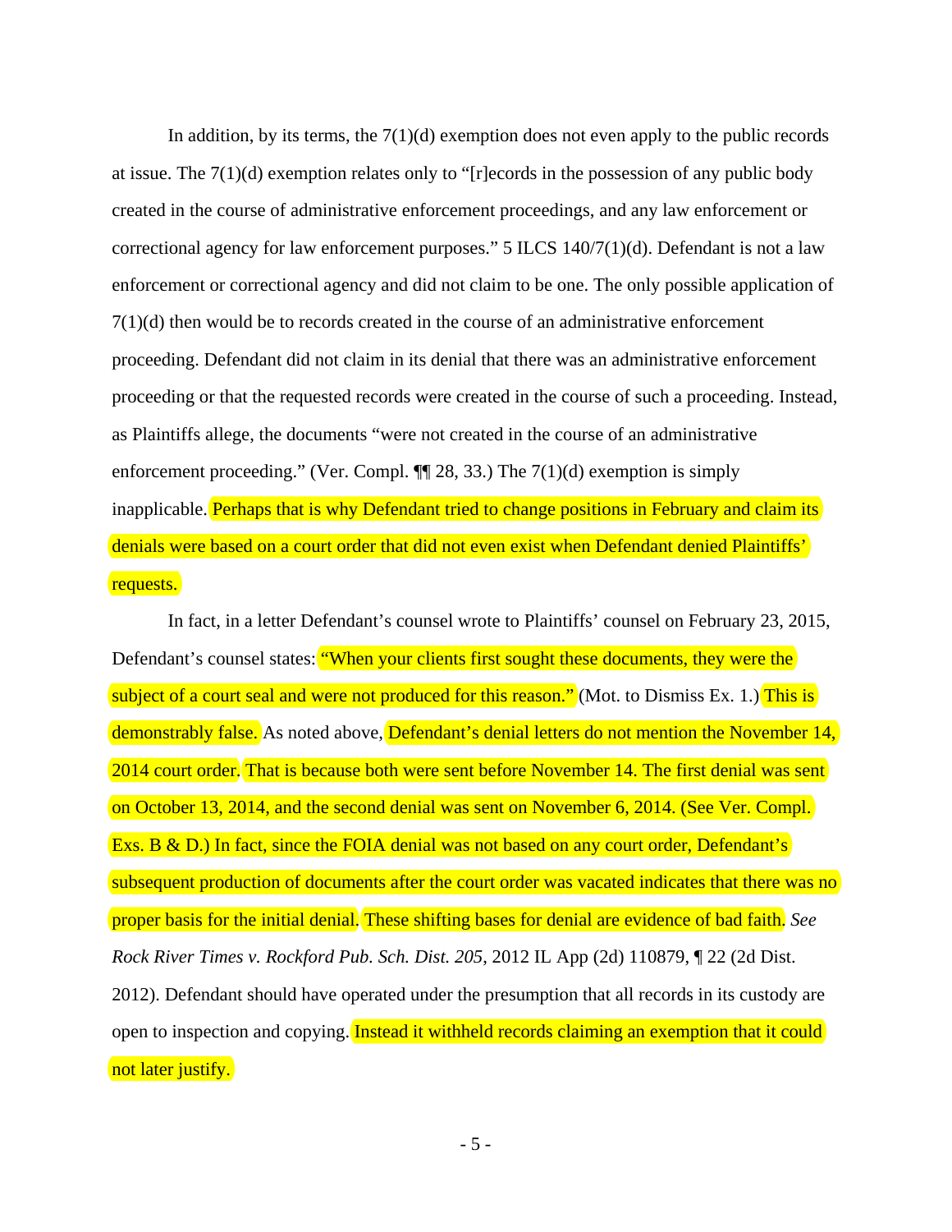In addition, by its terms, the 7(1)(d) exemption does not even apply to the public records at issue. The 7(1)(d) exemption relates only to "[r]ecords in the possession of any public body created in the course of administrative enforcement proceedings, and any law enforcement or correctional agency for law enforcement purposes." 5 ILCS 140/7(1)(d). Defendant is not a law enforcement or correctional agency and did not claim to be one. The only possible application of 7(1)(d) then would be to records created in the course of an administrative enforcement proceeding. Defendant did not claim in its denial that there was an administrative enforcement proceeding or that the requested records were created in the course of such a proceeding. Instead, as Plaintiffs allege, the documents "were not created in the course of an administrative enforcement proceeding." (Ver. Compl. ¶¶ 28, 33.) The 7(1)(d) exemption is simply inapplicable. Perhaps that is why Defendant tried to change positions in February and claim its denials were based on a court order that did not even exist when Defendant denied Plaintiffs' requests.

In fact, in a letter Defendant's counsel wrote to Plaintiffs' counsel on February 23, 2015, Defendant's counsel states: "When your clients first sought these documents, they were the subject of a court seal and were not produced for this reason." (Mot. to Dismiss Ex. 1.) This is demonstrably false. As noted above, Defendant's denial letters do not mention the November 14, 2014 court order. That is because both were sent before November 14. The first denial was sent on October 13, 2014, and the second denial was sent on November 6, 2014. (See Ver. Compl. Exs. B & D.) In fact, since the FOIA denial was not based on any court order, Defendant's subsequent production of documents after the court order was vacated indicates that there was no proper basis for the initial denial. These shifting bases for denial are evidence of bad faith. *See Rock River Times v. Rockford Pub. Sch. Dist. 205*, 2012 IL App (2d) 110879, ¶ 22 (2d Dist. 2012). Defendant should have operated under the presumption that all records in its custody are open to inspection and copying. Instead it withheld records claiming an exemption that it could not later justify.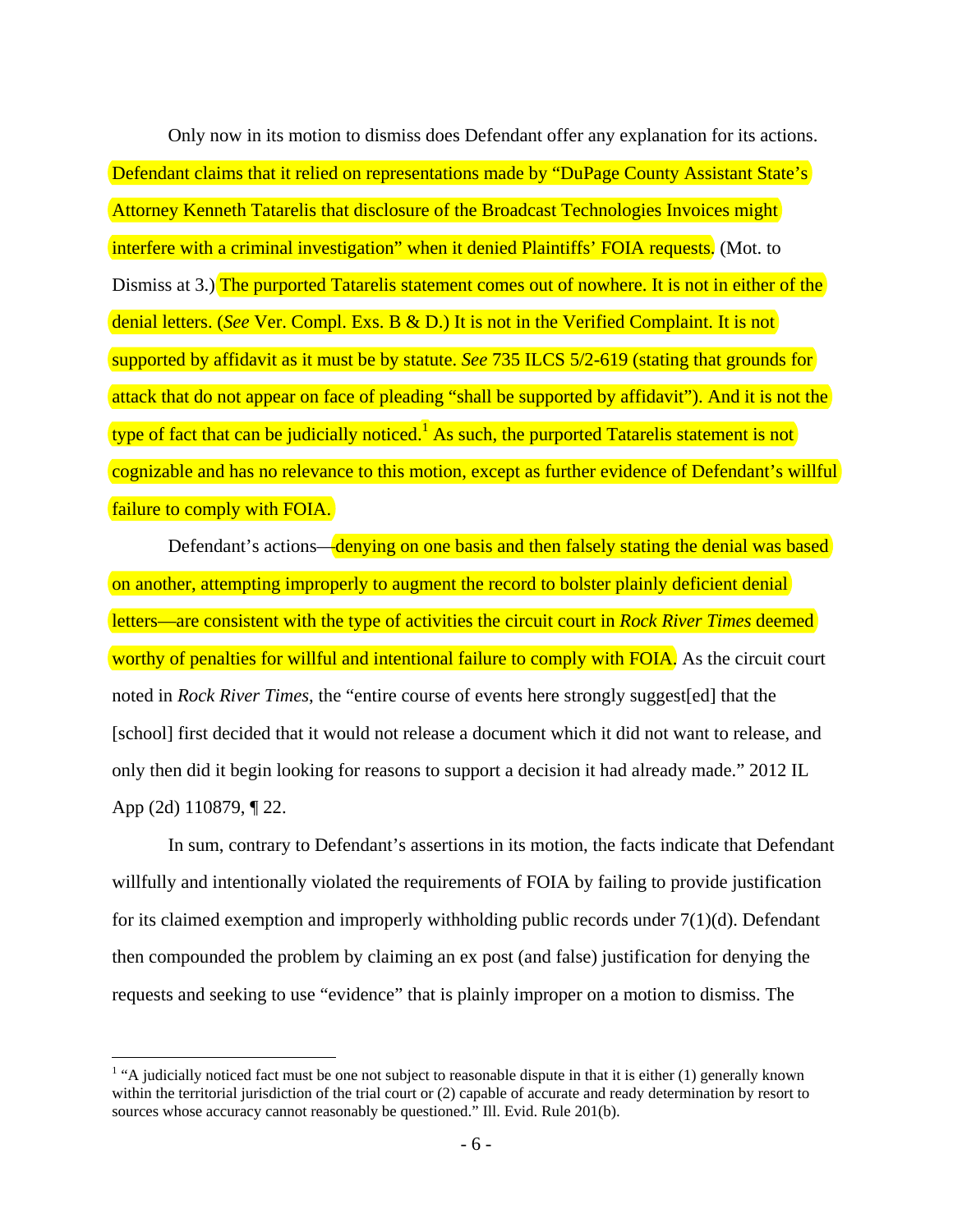Only now in its motion to dismiss does Defendant offer any explanation for its actions. Defendant claims that it relied on representations made by "DuPage County Assistant State's Attorney Kenneth Tatarelis that disclosure of the Broadcast Technologies Invoices might interfere with a criminal investigation" when it denied Plaintiffs' FOIA requests. (Mot. to Dismiss at 3.) The purported Tatarelis statement comes out of nowhere. It is not in either of the denial letters. (*See* Ver. Compl. Exs. B & D.) It is not in the Verified Complaint. It is not supported by affidavit as it must be by statute. *See* 735 ILCS 5/2-619 (stating that grounds for attack that do not appear on face of pleading "shall be supported by affidavit"). And it is not the type of fact that can be judicially noticed.[1] As such, the purported Tatarelis statement is not cognizable and has no relevance to this motion, except as further evidence of Defendant's willful failure to comply with FOIA.

Defendant's actions—denying on one basis and then falsely stating the denial was based on another, attempting improperly to augment the record to bolster plainly deficient denial letters—are consistent with the type of activities the circuit court in *Rock River Times* deemed worthy of penalties for willful and intentional failure to comply with FOIA. As the circuit court noted in *Rock River Times*, the "entire course of events here strongly suggest[ed] that the [school] first decided that it would not release a document which it did not want to release, and only then did it begin looking for reasons to support a decision it had already made." 2012 IL App (2d) 110879, ¶ 22.

In sum, contrary to Defendant's assertions in its motion, the facts indicate that Defendant willfully and intentionally violated the requirements of FOIA by failing to provide justification for its claimed exemption and improperly withholding public records under 7(1)(d). Defendant then compounded the problem by claiming an ex post (and false) justification for denying the requests and seeking to use "evidence" that is plainly improper on a motion to dismiss. The

---

[1] "A judicially noticed fact must be one not subject to reasonable dispute in that it is either (1) generally known within the territorial jurisdiction of the trial court or (2) capable of accurate and ready determination by resort to sources whose accuracy cannot reasonably be questioned." Ill. Evid. Rule 201(b).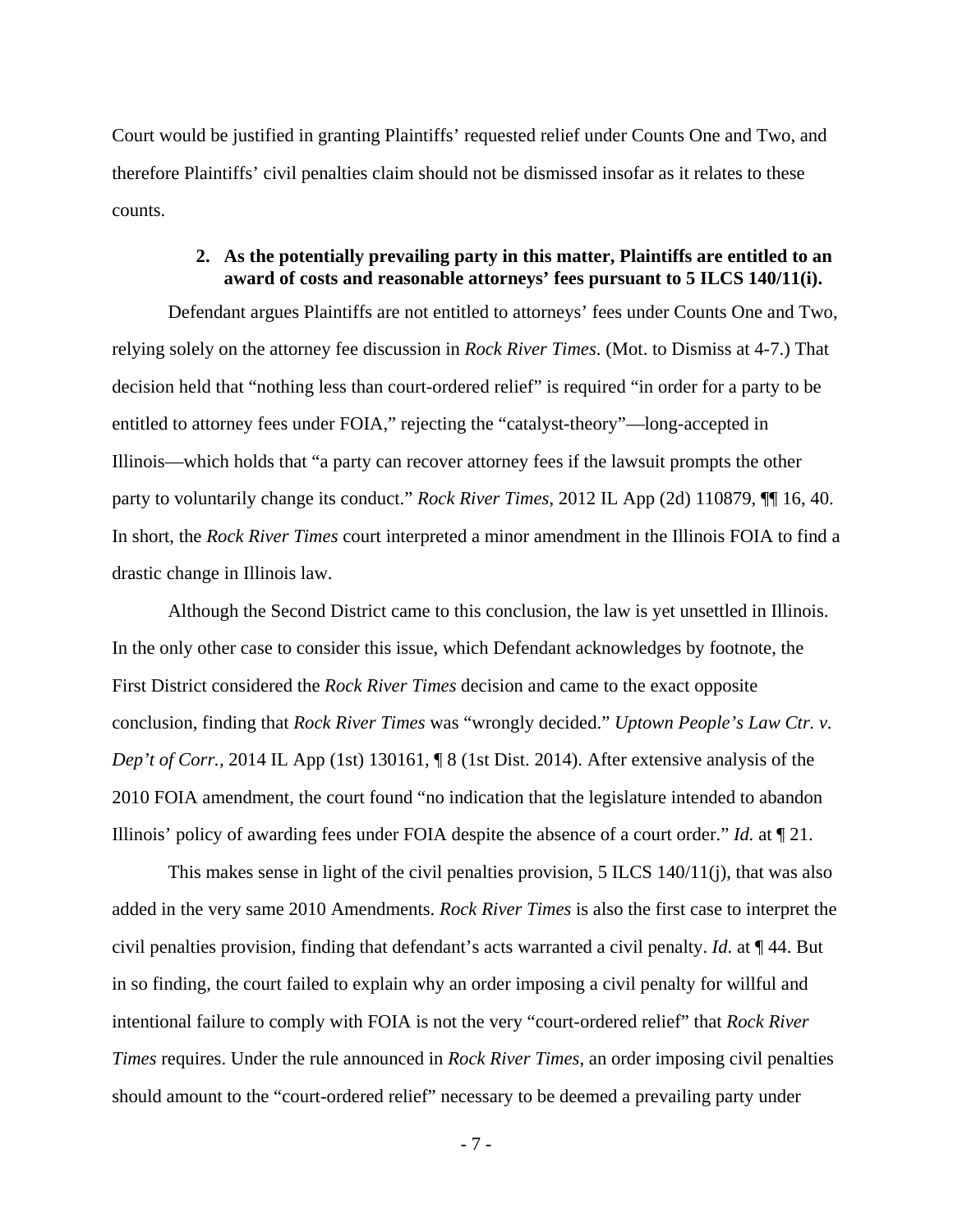Court would be justified in granting Plaintiffs' requested relief under Counts One and Two, and therefore Plaintiffs' civil penalties claim should not be dismissed insofar as it relates to these counts.

**2. As the potentially prevailing party in this matter, Plaintiffs are entitled to an award of costs and reasonable attorneys' fees pursuant to 5 ILCS 140/11(i).**

Defendant argues Plaintiffs are not entitled to attorneys' fees under Counts One and Two, relying solely on the attorney fee discussion in *Rock River Times*. (Mot. to Dismiss at 4-7.) That decision held that "nothing less than court-ordered relief" is required "in order for a party to be entitled to attorney fees under FOIA," rejecting the "catalyst-theory"—long-accepted in Illinois—which holds that "a party can recover attorney fees if the lawsuit prompts the other party to voluntarily change its conduct." *Rock River Times*, 2012 IL App (2d) 110879, ¶¶ 16, 40. In short, the *Rock River Times* court interpreted a minor amendment in the Illinois FOIA to find a drastic change in Illinois law.

Although the Second District came to this conclusion, the law is yet unsettled in Illinois. In the only other case to consider this issue, which Defendant acknowledges by footnote, the First District considered the *Rock River Times* decision and came to the exact opposite conclusion, finding that *Rock River Times* was "wrongly decided." *Uptown People's Law Ctr. v. Dep't of Corr.*, 2014 IL App (1st) 130161, ¶ 8 (1st Dist. 2014). After extensive analysis of the 2010 FOIA amendment, the court found "no indication that the legislature intended to abandon Illinois' policy of awarding fees under FOIA despite the absence of a court order." *Id.* at ¶ 21.

This makes sense in light of the civil penalties provision, 5 ILCS 140/11(j), that was also added in the very same 2010 Amendments. *Rock River Times* is also the first case to interpret the civil penalties provision, finding that defendant's acts warranted a civil penalty. *Id.* at ¶ 44. But in so finding, the court failed to explain why an order imposing a civil penalty for willful and intentional failure to comply with FOIA is not the very "court-ordered relief" that *Rock River Times* requires. Under the rule announced in *Rock River Times*, an order imposing civil penalties should amount to the "court-ordered relief" necessary to be deemed a prevailing party under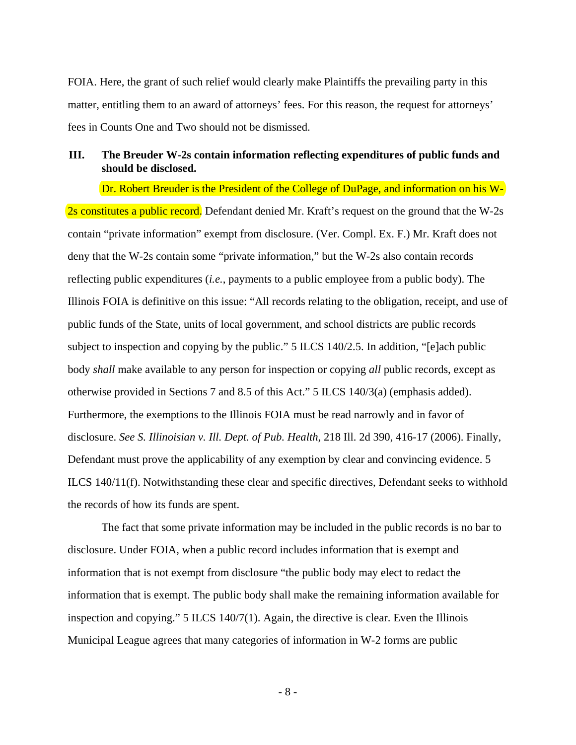FOIA. Here, the grant of such relief would clearly make Plaintiffs the prevailing party in this matter, entitling them to an award of attorneys' fees. For this reason, the request for attorneys' fees in Counts One and Two should not be dismissed.

### III. The Breuder W-2s contain information reflecting expenditures of public funds and should be disclosed.

Dr. Robert Breuder is the President of the College of DuPage, and information on his W-2s constitutes a public record. Defendant denied Mr. Kraft's request on the ground that the W-2s contain "private information" exempt from disclosure. (Ver. Compl. Ex. F.) Mr. Kraft does not deny that the W-2s contain some "private information," but the W-2s also contain records reflecting public expenditures (*i.e.*, payments to a public employee from a public body). The Illinois FOIA is definitive on this issue: "All records relating to the obligation, receipt, and use of public funds of the State, units of local government, and school districts are public records subject to inspection and copying by the public." 5 ILCS 140/2.5. In addition, "[e]ach public body *shall* make available to any person for inspection or copying *all* public records, except as otherwise provided in Sections 7 and 8.5 of this Act." 5 ILCS 140/3(a) (emphasis added). Furthermore, the exemptions to the Illinois FOIA must be read narrowly and in favor of disclosure. *See S. Illinoisian v. Ill. Dept. of Pub. Health*, 218 Ill. 2d 390, 416-17 (2006). Finally, Defendant must prove the applicability of any exemption by clear and convincing evidence. 5 ILCS 140/11(f). Notwithstanding these clear and specific directives, Defendant seeks to withhold the records of how its funds are spent.

The fact that some private information may be included in the public records is no bar to disclosure. Under FOIA, when a public record includes information that is exempt and information that is not exempt from disclosure "the public body may elect to redact the information that is exempt. The public body shall make the remaining information available for inspection and copying." 5 ILCS 140/7(1). Again, the directive is clear. Even the Illinois Municipal League agrees that many categories of information in W-2 forms are public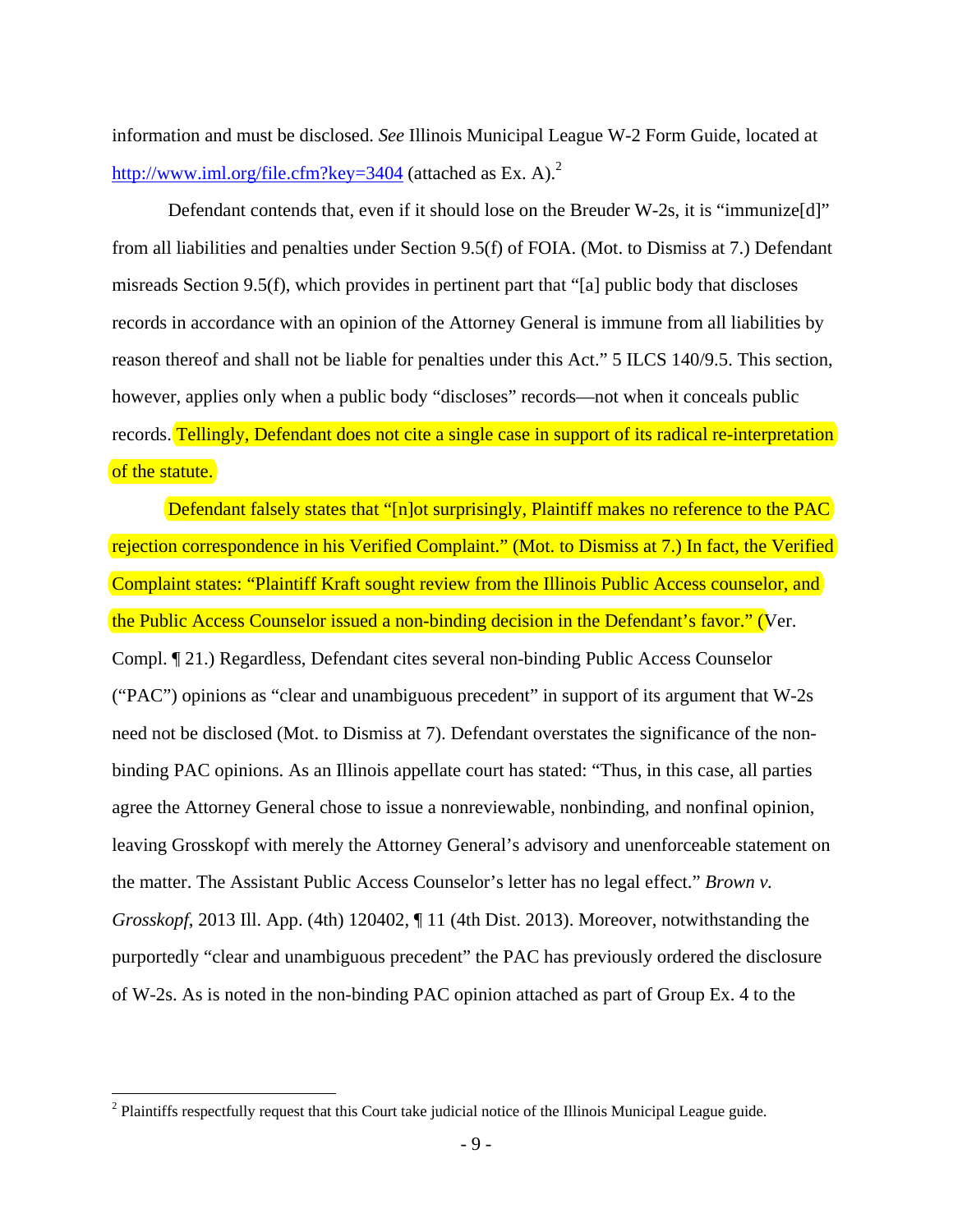information and must be disclosed. *See* Illinois Municipal League W-2 Form Guide, located at http://www.iml.org/file.cfm?key=3404 (attached as Ex. A).[2]

Defendant contends that, even if it should lose on the Breuder W-2s, it is "immunize[d]" from all liabilities and penalties under Section 9.5(f) of FOIA. (Mot. to Dismiss at 7.) Defendant misreads Section 9.5(f), which provides in pertinent part that "[a] public body that discloses records in accordance with an opinion of the Attorney General is immune from all liabilities by reason thereof and shall not be liable for penalties under this Act." 5 ILCS 140/9.5. This section, however, applies only when a public body "discloses" records—not when it conceals public records. Tellingly, Defendant does not cite a single case in support of its radical re-interpretation of the statute.

Defendant falsely states that "[n]ot surprisingly, Plaintiff makes no reference to the PAC rejection correspondence in his Verified Complaint." (Mot. to Dismiss at 7.) In fact, the Verified Complaint states: "Plaintiff Kraft sought review from the Illinois Public Access counselor, and the Public Access Counselor issued a non-binding decision in the Defendant's favor." (Ver. Compl. ¶ 21.) Regardless, Defendant cites several non-binding Public Access Counselor ("PAC") opinions as "clear and unambiguous precedent" in support of its argument that W-2s need not be disclosed (Mot. to Dismiss at 7). Defendant overstates the significance of the non-binding PAC opinions. As an Illinois appellate court has stated: "Thus, in this case, all parties agree the Attorney General chose to issue a nonreviewable, nonbinding, and nonfinal opinion, leaving Grosskopf with merely the Attorney General's advisory and unenforceable statement on the matter. The Assistant Public Access Counselor's letter has no legal effect." *Brown v. Grosskopf*, 2013 Ill. App. (4th) 120402, ¶ 11 (4th Dist. 2013). Moreover, notwithstanding the purportedly "clear and unambiguous precedent" the PAC has previously ordered the disclosure of W-2s. As is noted in the non-binding PAC opinion attached as part of Group Ex. 4 to the

---

[2] Plaintiffs respectfully request that this Court take judicial notice of the Illinois Municipal League guide.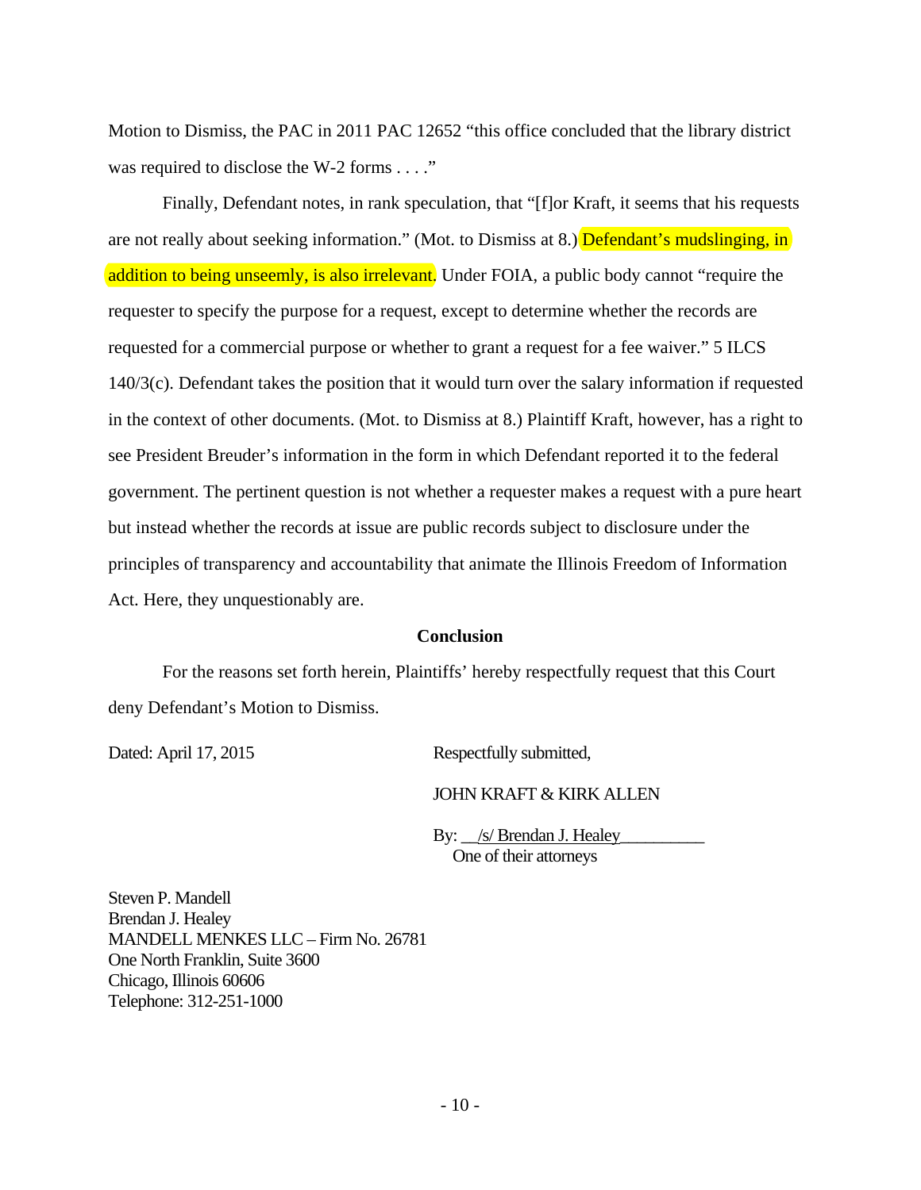Motion to Dismiss, the PAC in 2011 PAC 12652 "this office concluded that the library district was required to disclose the W-2 forms . . . ."

Finally, Defendant notes, in rank speculation, that "[f]or Kraft, it seems that his requests are not really about seeking information." (Mot. to Dismiss at 8.) Defendant's mudslinging, in addition to being unseemly, is also irrelevant. Under FOIA, a public body cannot "require the requester to specify the purpose for a request, except to determine whether the records are requested for a commercial purpose or whether to grant a request for a fee waiver." 5 ILCS 140/3(c). Defendant takes the position that it would turn over the salary information if requested in the context of other documents. (Mot. to Dismiss at 8.) Plaintiff Kraft, however, has a right to see President Breuder's information in the form in which Defendant reported it to the federal government. The pertinent question is not whether a requester makes a request with a pure heart but instead whether the records at issue are public records subject to disclosure under the principles of transparency and accountability that animate the Illinois Freedom of Information Act. Here, they unquestionably are.

**Conclusion**

For the reasons set forth herein, Plaintiffs' hereby respectfully request that this Court deny Defendant's Motion to Dismiss.

Dated: April 17, 2015

Respectfully submitted,

JOHN KRAFT & KIRK ALLEN

By: /s/ Brendan J. Healey
One of their attorneys

Steven P. Mandell
Brendan J. Healey
MANDELL MENKES LLC – Firm No. 26781
One North Franklin, Suite 3600
Chicago, Illinois 60606
Telephone: 312-251-1000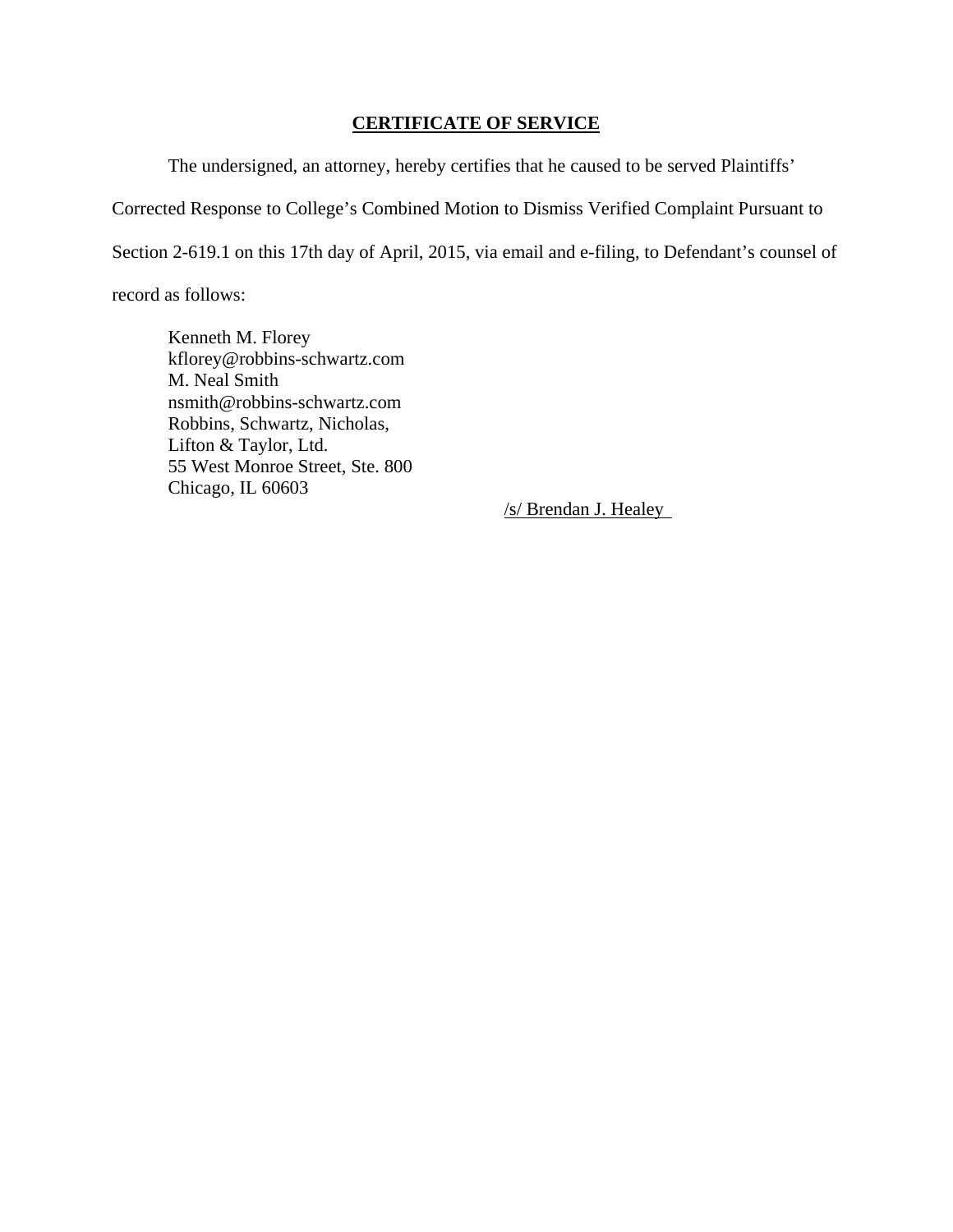## CERTIFICATE OF SERVICE

The undersigned, an attorney, hereby certifies that he caused to be served Plaintiffs' Corrected Response to College's Combined Motion to Dismiss Verified Complaint Pursuant to Section 2-619.1 on this 17th day of April, 2015, via email and e-filing, to Defendant's counsel of record as follows:

Kenneth M. Florey
kflorey@robbins-schwartz.com
M. Neal Smith
nsmith@robbins-schwartz.com
Robbins, Schwartz, Nicholas,
Lifton & Taylor, Ltd.
55 West Monroe Street, Ste. 800
Chicago, IL 60603

/s/ Brendan J. Healey